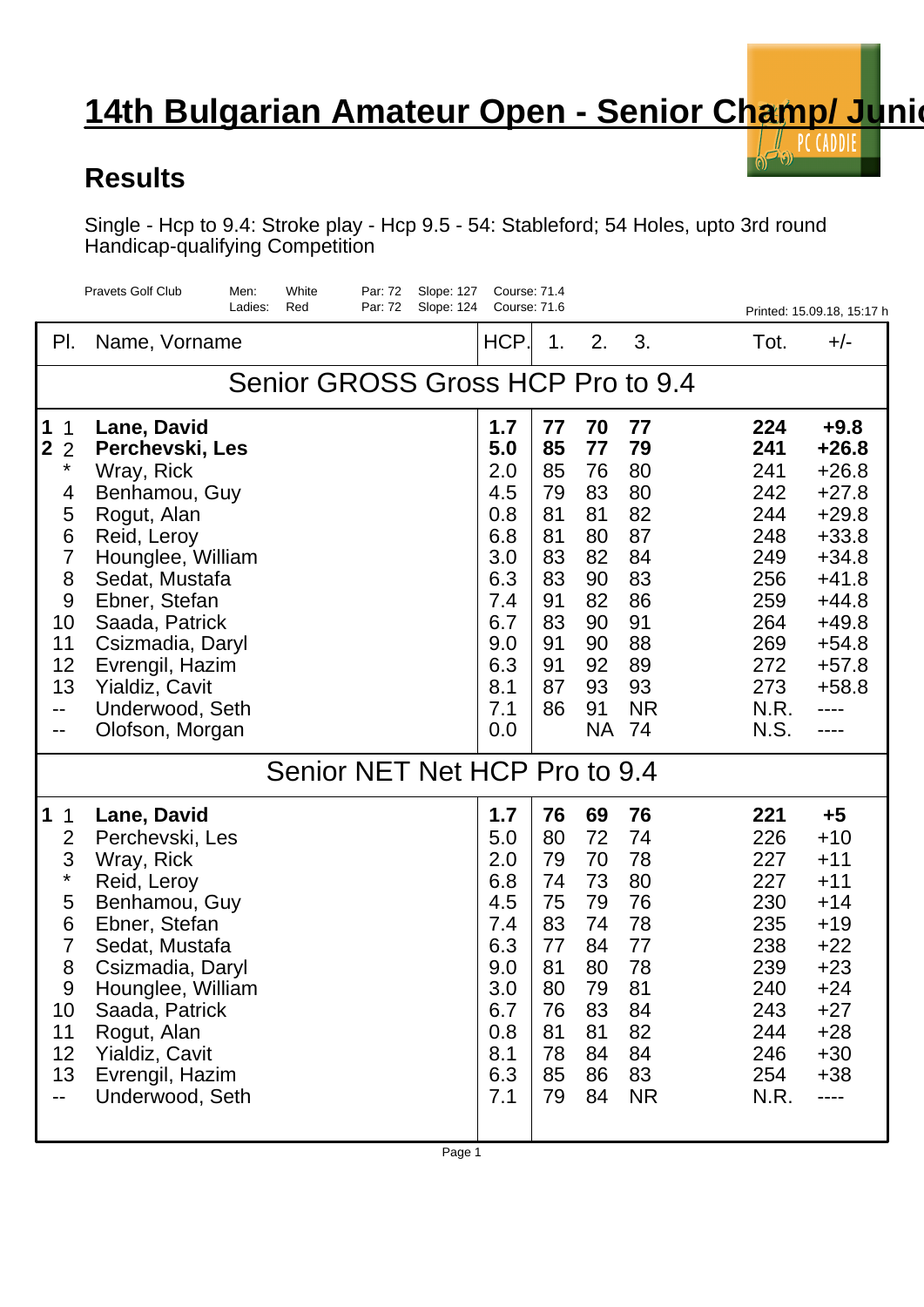# 14th Bulgarian Amateur Open - Senior Champ/ Junio

## Results

Single - Hcp to 9.4: Stroke play - Hcp 9.5 - 54: Stableford; 54 Holes, upto 3rd round Handicap-qualifying Competition

Pravets Golf Club — Men: White, Par: 72, Slope: 127, Course: 71.4 — Ladies: Red, Par: 72, Slope: 124, Course: 71.6

Printed: 15.09.18, 15:17 h

| Pl. | | Name, Vorname | HCP. | 1. | 2. | 3. | Tot. | +/- |
|---|---|---|---|---|---|---|---|---|
| **Senior GROSS Gross HCP Pro to 9.4** | | | | | | | | |
| **1** | 1 | **Lane, David** | **1.7** | **77** | **70** | **77** | **224** | **+9.8** |
| **2** | 2 | **Perchevski, Les** | **5.0** | **85** | **77** | **79** | **241** | **+26.8** |
| | * | Wray, Rick | 2.0 | 85 | 76 | 80 | 241 | +26.8 |
| | 4 | Benhamou, Guy | 4.5 | 79 | 83 | 80 | 242 | +27.8 |
| | 5 | Rogut, Alan | 0.8 | 81 | 81 | 82 | 244 | +29.8 |
| | 6 | Reid, Leroy | 6.8 | 81 | 80 | 87 | 248 | +33.8 |
| | 7 | Hounglee, William | 3.0 | 83 | 82 | 84 | 249 | +34.8 |
| | 8 | Sedat, Mustafa | 6.3 | 83 | 90 | 83 | 256 | +41.8 |
| | 9 | Ebner, Stefan | 7.4 | 91 | 82 | 86 | 259 | +44.8 |
| | 10 | Saada, Patrick | 6.7 | 83 | 90 | 91 | 264 | +49.8 |
| | 11 | Csizmadia, Daryl | 9.0 | 91 | 90 | 88 | 269 | +54.8 |
| | 12 | Evrengil, Hazim | 6.3 | 91 | 92 | 89 | 272 | +57.8 |
| | 13 | Yialdiz, Cavit | 8.1 | 87 | 93 | 93 | 273 | +58.8 |
| | -- | Underwood, Seth | 7.1 | 86 | 91 | NR | N.R. | ---- |
| | -- | Olofson, Morgan | 0.0 | | NA | 74 | N.S. | ---- |
| **Senior NET Net HCP Pro to 9.4** | | | | | | | | |
| **1** | 1 | **Lane, David** | **1.7** | **76** | **69** | **76** | **221** | **+5** |
| | 2 | Perchevski, Les | 5.0 | 80 | 72 | 74 | 226 | +10 |
| | 3 | Wray, Rick | 2.0 | 79 | 70 | 78 | 227 | +11 |
| | * | Reid, Leroy | 6.8 | 74 | 73 | 80 | 227 | +11 |
| | 5 | Benhamou, Guy | 4.5 | 75 | 79 | 76 | 230 | +14 |
| | 6 | Ebner, Stefan | 7.4 | 83 | 74 | 78 | 235 | +19 |
| | 7 | Sedat, Mustafa | 6.3 | 77 | 84 | 77 | 238 | +22 |
| | 8 | Csizmadia, Daryl | 9.0 | 81 | 80 | 78 | 239 | +23 |
| | 9 | Hounglee, William | 3.0 | 80 | 79 | 81 | 240 | +24 |
| | 10 | Saada, Patrick | 6.7 | 76 | 83 | 84 | 243 | +27 |
| | 11 | Rogut, Alan | 0.8 | 81 | 81 | 82 | 244 | +28 |
| | 12 | Yialdiz, Cavit | 8.1 | 78 | 84 | 84 | 246 | +30 |
| | 13 | Evrengil, Hazim | 6.3 | 85 | 86 | 83 | 254 | +38 |
| | -- | Underwood, Seth | 7.1 | 79 | 84 | NR | N.R. | ---- |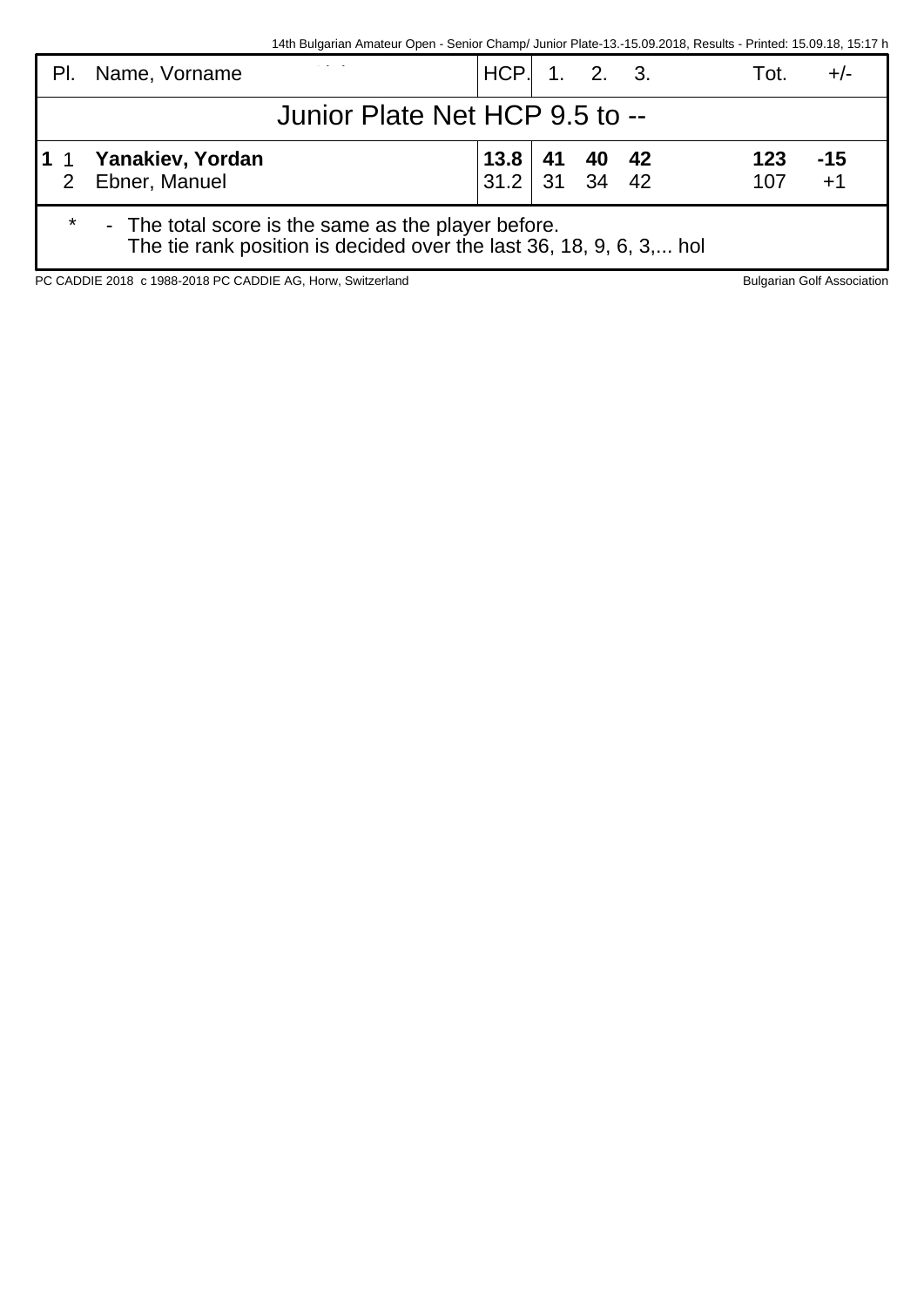| Pl. | | Name, Vorname | HCP. | 1. | 2. | 3. | Tot. | +/- |
|---|---|---|---|---|---|---|---|---|
| **Junior Plate Net HCP 9.5 to --** | | | | | | | | |
| **1** | 1 | **Yanakiev, Yordan** | **13.8** | **41** | **40** | **42** | **123** | **-15** |
| | 2 | Ebner, Manuel | 31.2 | 31 | 34 | 42 | 107 | +1 |

\* - The total score is the same as the player before.
The tie rank position is decided over the last 36, 18, 9, 6, 3,... hol